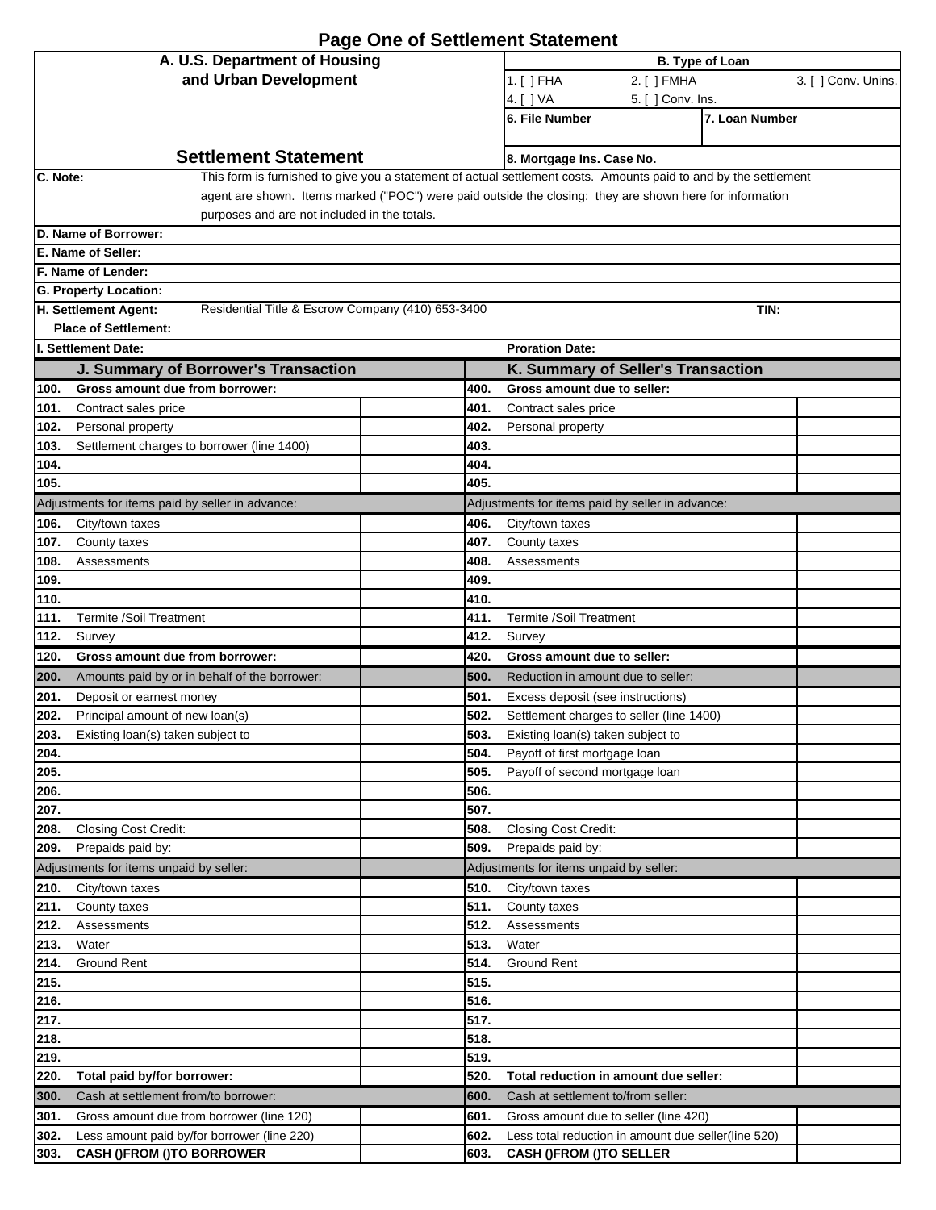# Page One of Settlement Statement

| A. U.S. Department of Housing and Urban Development | B. Type of Loan | | |
|---|---|---|---|
| | 1. [ ] FHA | 2. [ ] FMHA | 3. [ ] Conv. Unins. |
| | 4. [ ] VA | 5. [ ] Conv. Ins. | |
| | 6. File Number | | 7. Loan Number |
| **Settlement Statement** | 8. Mortgage Ins. Case No. | | |

**C. Note:** This form is furnished to give you a statement of actual settlement costs. Amounts paid to and by the settlement agent are shown. Items marked ("POC") were paid outside the closing: they are shown here for information purposes and are not included in the totals.

**D. Name of Borrower:**

**E. Name of Seller:**

**F. Name of Lender:**

**G. Property Location:**

**H. Settlement Agent:** Residential Title & Escrow Company (410) 653-3400 **TIN:**

**Place of Settlement:**

**I. Settlement Date:** **Proration Date:**

| J. Summary of Borrower's Transaction | | | K. Summary of Seller's Transaction | | |
|---|---|---|---|---|---|
| **100.** | **Gross amount due from borrower:** | | **400.** | **Gross amount due to seller:** | |
| **101.** | Contract sales price | | **401.** | Contract sales price | |
| **102.** | Personal property | | **402.** | Personal property | |
| **103.** | Settlement charges to borrower (line 1400) | | **403.** | | |
| **104.** | | | **404.** | | |
| **105.** | | | **405.** | | |
| Adjustments for items paid by seller in advance: | | | Adjustments for items paid by seller in advance: | | |
| **106.** | City/town taxes | | **406.** | City/town taxes | |
| **107.** | County taxes | | **407.** | County taxes | |
| **108.** | Assessments | | **408.** | Assessments | |
| **109.** | | | **409.** | | |
| **110.** | | | **410.** | | |
| **111.** | Termite /Soil Treatment | | **411.** | Termite /Soil Treatment | |
| **112.** | Survey | | **412.** | Survey | |
| **120.** | **Gross amount due from borrower:** | | **420.** | **Gross amount due to seller:** | |
| **200.** | Amounts paid by or in behalf of the borrower: | | **500.** | Reduction in amount due to seller: | |
| **201.** | Deposit or earnest money | | **501.** | Excess deposit (see instructions) | |
| **202.** | Principal amount of new loan(s) | | **502.** | Settlement charges to seller (line 1400) | |
| **203.** | Existing loan(s) taken subject to | | **503.** | Existing loan(s) taken subject to | |
| **204.** | | | **504.** | Payoff of first mortgage loan | |
| **205.** | | | **505.** | Payoff of second mortgage loan | |
| **206.** | | | **506.** | | |
| **207.** | | | **507.** | | |
| **208.** | Closing Cost Credit: | | **508.** | Closing Cost Credit: | |
| **209.** | Prepaids paid by: | | **509.** | Prepaids paid by: | |
| Adjustments for items unpaid by seller: | | | Adjustments for items unpaid by seller: | | |
| **210.** | City/town taxes | | **510.** | City/town taxes | |
| **211.** | County taxes | | **511.** | County taxes | |
| **212.** | Assessments | | **512.** | Assessments | |
| **213.** | Water | | **513.** | Water | |
| **214.** | Ground Rent | | **514.** | Ground Rent | |
| **215.** | | | **515.** | | |
| **216.** | | | **516.** | | |
| **217.** | | | **517.** | | |
| **218.** | | | **518.** | | |
| **219.** | | | **519.** | | |
| **220.** | **Total paid by/for borrower:** | | **520.** | **Total reduction in amount due seller:** | |
| **300.** | Cash at settlement from/to borrower: | | **600.** | Cash at settlement to/from seller: | |
| **301.** | Gross amount due from borrower (line 120) | | **601.** | Gross amount due to seller (line 420) | |
| **302.** | Less amount paid by/for borrower (line 220) | | **602.** | Less total reduction in amount due seller(line 520) | |
| **303.** | **CASH ()FROM ()TO BORROWER** | | **603.** | **CASH ()FROM ()TO SELLER** | |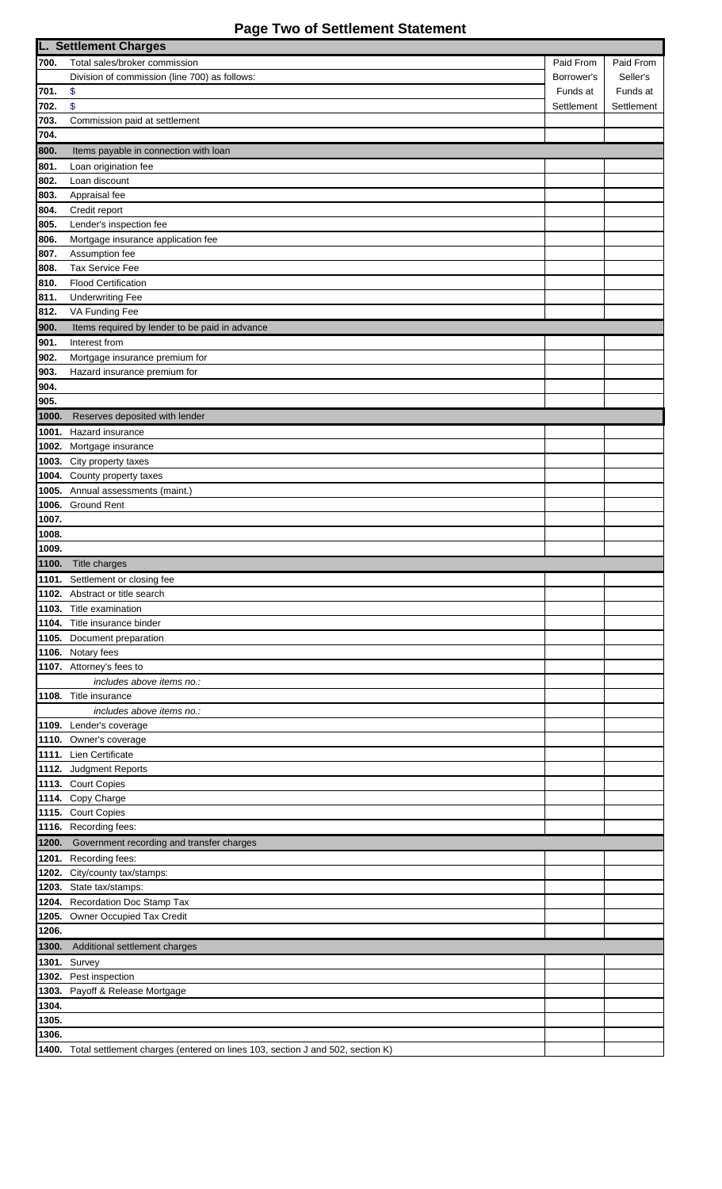# Page Two of Settlement Statement

| L. Settlement Charges | | | |
|---|---|---|---|
| **700.** | Total sales/broker commission | Paid From | Paid From |
| | Division of commission (line 700) as follows: | Borrower's | Seller's |
| **701.** | $ | Funds at | Funds at |
| **702.** | $ | Settlement | Settlement |
| **703.** | Commission paid at settlement | | |
| **704.** | | | |
| **800.** | Items payable in connection with loan | | |
| **801.** | Loan origination fee | | |
| **802.** | Loan discount | | |
| **803.** | Appraisal fee | | |
| **804.** | Credit report | | |
| **805.** | Lender's inspection fee | | |
| **806.** | Mortgage insurance application fee | | |
| **807.** | Assumption fee | | |
| **808.** | Tax Service Fee | | |
| **810.** | Flood Certification | | |
| **811.** | Underwriting Fee | | |
| **812.** | VA Funding Fee | | |
| **900.** | Items required by lender to be paid in advance | | |
| **901.** | Interest from | | |
| **902.** | Mortgage insurance premium for | | |
| **903.** | Hazard insurance premium for | | |
| **904.** | | | |
| **905.** | | | |
| **1000.** | Reserves deposited with lender | | |
| **1001.** | Hazard insurance | | |
| **1002.** | Mortgage insurance | | |
| **1003.** | City property taxes | | |
| **1004.** | County property taxes | | |
| **1005.** | Annual assessments (maint.) | | |
| **1006.** | Ground Rent | | |
| **1007.** | | | |
| **1008.** | | | |
| **1009.** | | | |
| **1100.** | Title charges | | |
| **1101.** | Settlement or closing fee | | |
| **1102.** | Abstract or title search | | |
| **1103.** | Title examination | | |
| **1104.** | Title insurance binder | | |
| **1105.** | Document preparation | | |
| **1106.** | Notary fees | | |
| **1107.** | Attorney's fees to | | |
| | *includes above items no.:* | | |
| **1108.** | Title insurance | | |
| | *includes above items no.:* | | |
| **1109.** | Lender's coverage | | |
| **1110.** | Owner's coverage | | |
| **1111.** | Lien Certificate | | |
| **1112.** | Judgment Reports | | |
| **1113.** | Court Copies | | |
| **1114.** | Copy Charge | | |
| **1115.** | Court Copies | | |
| **1116.** | Recording fees: | | |
| **1200.** | Government recording and transfer charges | | |
| **1201.** | Recording fees: | | |
| **1202.** | City/county tax/stamps: | | |
| **1203.** | State tax/stamps: | | |
| **1204.** | Recordation Doc Stamp Tax | | |
| **1205.** | Owner Occupied Tax Credit | | |
| **1206.** | | | |
| **1300.** | Additional settlement charges | | |
| **1301.** | Survey | | |
| **1302.** | Pest inspection | | |
| **1303.** | Payoff & Release Mortgage | | |
| **1304.** | | | |
| **1305.** | | | |
| **1306.** | | | |
| **1400.** | Total settlement charges (entered on lines 103, section J and 502, section K) | | |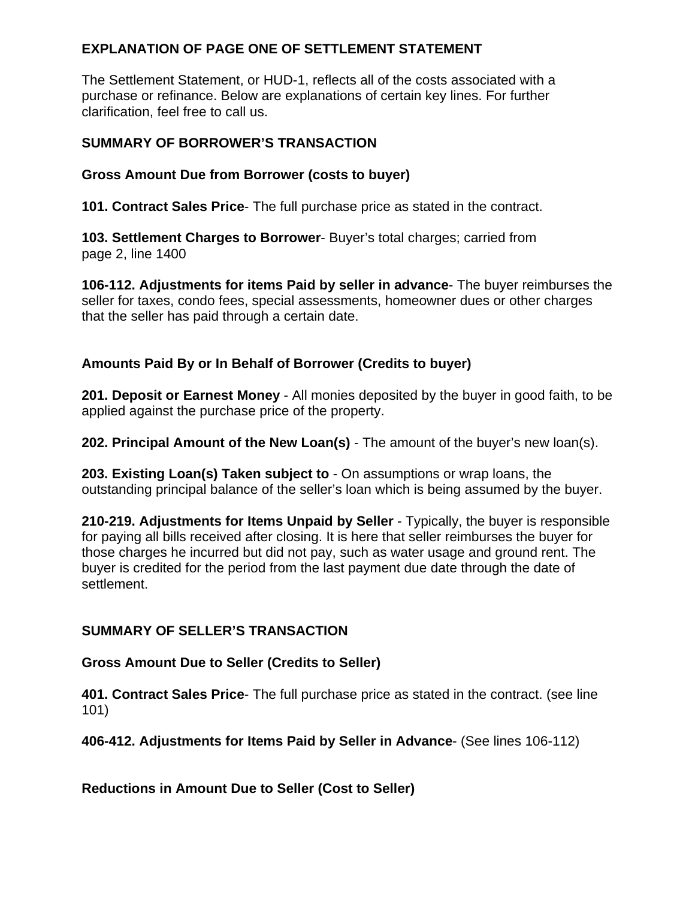## EXPLANATION OF PAGE ONE OF SETTLEMENT STATEMENT

The Settlement Statement, or HUD-1, reflects all of the costs associated with a purchase or refinance. Below are explanations of certain key lines. For further clarification, feel free to call us.

### SUMMARY OF BORROWER'S TRANSACTION

**Gross Amount Due from Borrower (costs to buyer)**

**101. Contract Sales Price**- The full purchase price as stated in the contract.

**103. Settlement Charges to Borrower**- Buyer's total charges; carried from page 2, line 1400

**106-112. Adjustments for items Paid by seller in advance**- The buyer reimburses the seller for taxes, condo fees, special assessments, homeowner dues or other charges that the seller has paid through a certain date.

**Amounts Paid By or In Behalf of Borrower (Credits to buyer)**

**201. Deposit or Earnest Money** - All monies deposited by the buyer in good faith, to be applied against the purchase price of the property.

**202. Principal Amount of the New Loan(s)** - The amount of the buyer's new loan(s).

**203. Existing Loan(s) Taken subject to** - On assumptions or wrap loans, the outstanding principal balance of the seller's loan which is being assumed by the buyer.

**210-219. Adjustments for Items Unpaid by Seller** - Typically, the buyer is responsible for paying all bills received after closing. It is here that seller reimburses the buyer for those charges he incurred but did not pay, such as water usage and ground rent. The buyer is credited for the period from the last payment due date through the date of settlement.

### SUMMARY OF SELLER'S TRANSACTION

**Gross Amount Due to Seller (Credits to Seller)**

**401. Contract Sales Price**- The full purchase price as stated in the contract. (see line 101)

**406-412. Adjustments for Items Paid by Seller in Advance**- (See lines 106-112)

**Reductions in Amount Due to Seller (Cost to Seller)**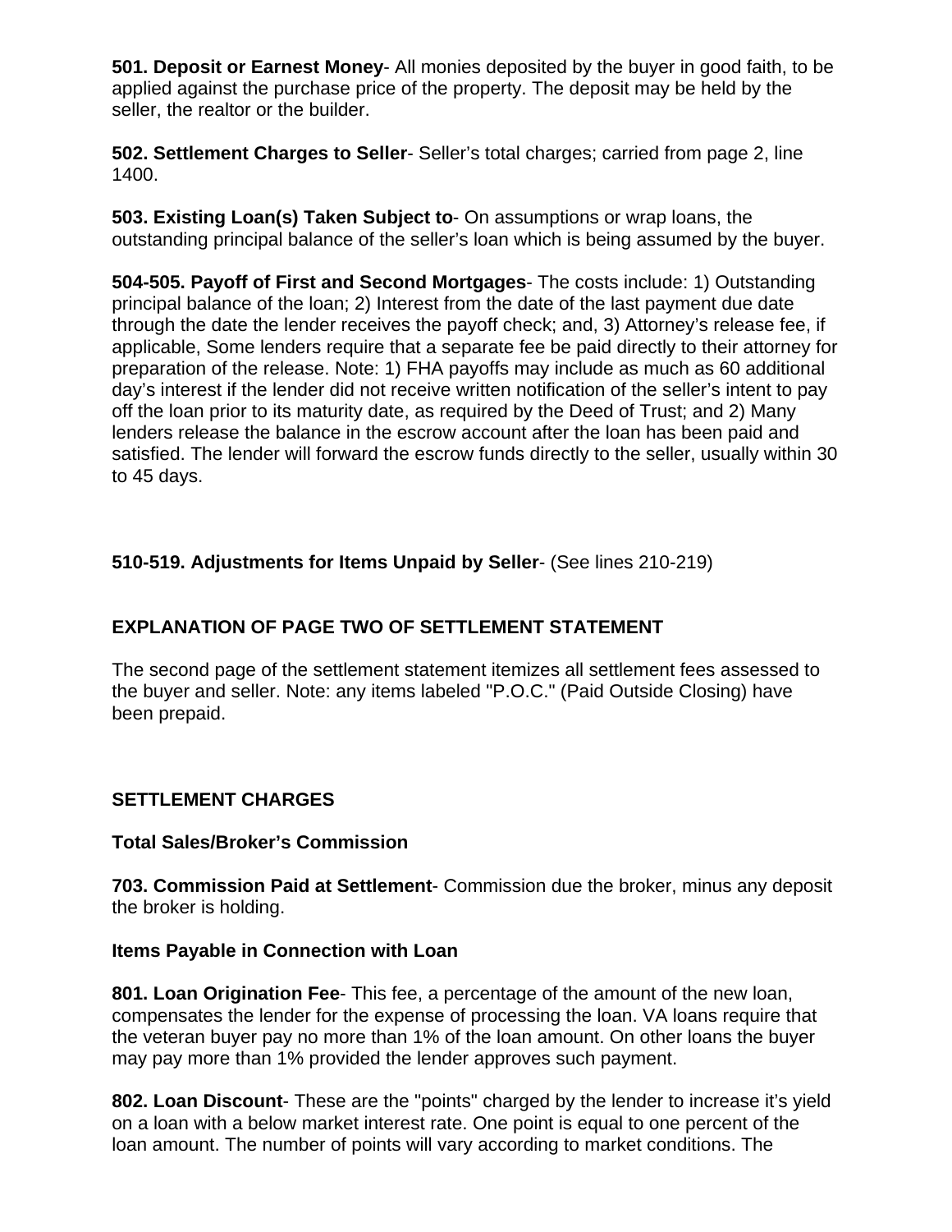**501. Deposit or Earnest Money**- All monies deposited by the buyer in good faith, to be applied against the purchase price of the property. The deposit may be held by the seller, the realtor or the builder.

**502. Settlement Charges to Seller**- Seller's total charges; carried from page 2, line 1400.

**503. Existing Loan(s) Taken Subject to**- On assumptions or wrap loans, the outstanding principal balance of the seller's loan which is being assumed by the buyer.

**504-505. Payoff of First and Second Mortgages**- The costs include: 1) Outstanding principal balance of the loan; 2) Interest from the date of the last payment due date through the date the lender receives the payoff check; and, 3) Attorney's release fee, if applicable, Some lenders require that a separate fee be paid directly to their attorney for preparation of the release. Note: 1) FHA payoffs may include as much as 60 additional day's interest if the lender did not receive written notification of the seller's intent to pay off the loan prior to its maturity date, as required by the Deed of Trust; and 2) Many lenders release the balance in the escrow account after the loan has been paid and satisfied. The lender will forward the escrow funds directly to the seller, usually within 30 to 45 days.

**510-519. Adjustments for Items Unpaid by Seller**- (See lines 210-219)

## EXPLANATION OF PAGE TWO OF SETTLEMENT STATEMENT

The second page of the settlement statement itemizes all settlement fees assessed to the buyer and seller. Note: any items labeled "P.O.C." (Paid Outside Closing) have been prepaid.

## SETTLEMENT CHARGES

### Total Sales/Broker's Commission

**703. Commission Paid at Settlement**- Commission due the broker, minus any deposit the broker is holding.

### Items Payable in Connection with Loan

**801. Loan Origination Fee**- This fee, a percentage of the amount of the new loan, compensates the lender for the expense of processing the loan. VA loans require that the veteran buyer pay no more than 1% of the loan amount. On other loans the buyer may pay more than 1% provided the lender approves such payment.

**802. Loan Discount**- These are the "points" charged by the lender to increase it's yield on a loan with a below market interest rate. One point is equal to one percent of the loan amount. The number of points will vary according to market conditions. The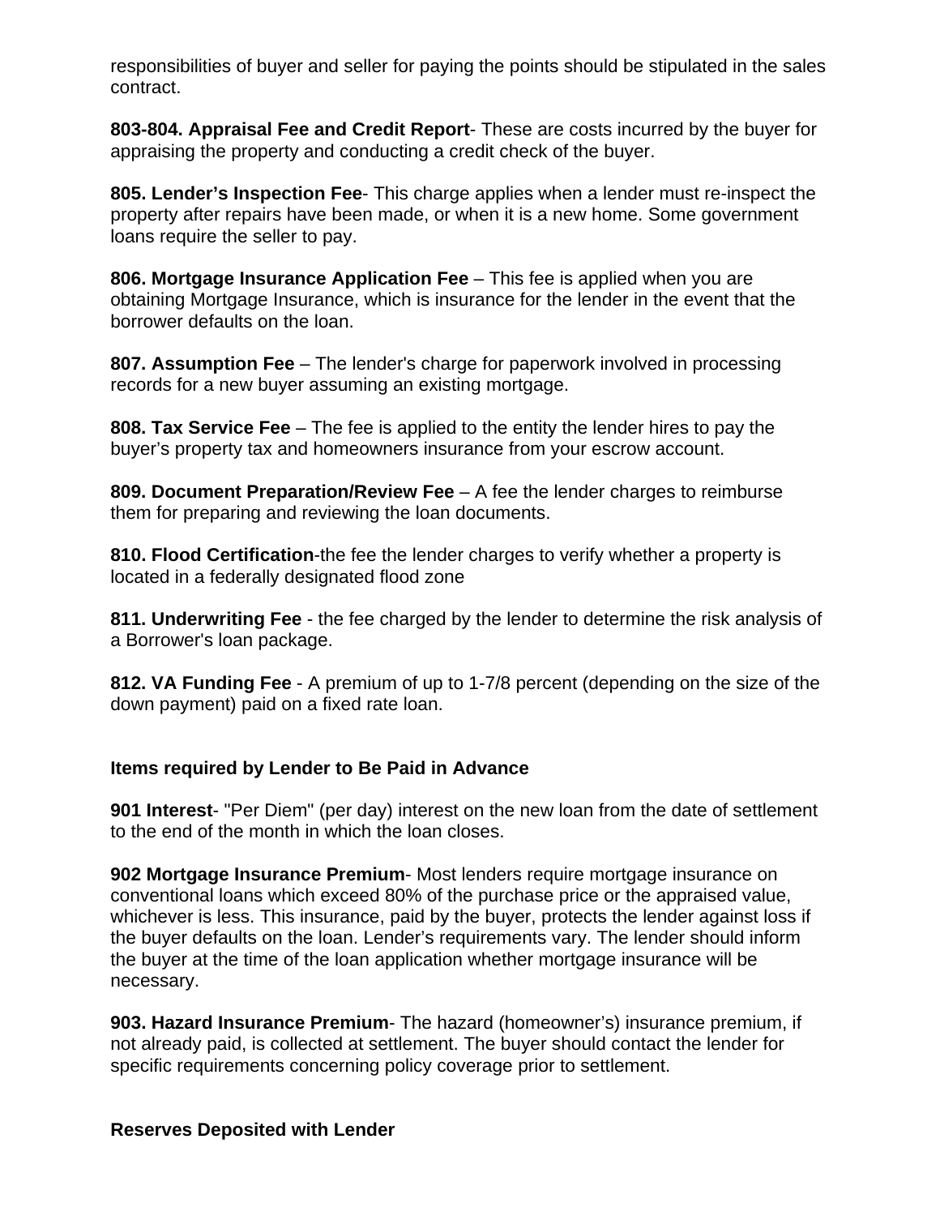responsibilities of buyer and seller for paying the points should be stipulated in the sales contract.

**803-804. Appraisal Fee and Credit Report**- These are costs incurred by the buyer for appraising the property and conducting a credit check of the buyer.

**805. Lender's Inspection Fee**- This charge applies when a lender must re-inspect the property after repairs have been made, or when it is a new home. Some government loans require the seller to pay.

**806. Mortgage Insurance Application Fee** – This fee is applied when you are obtaining Mortgage Insurance, which is insurance for the lender in the event that the borrower defaults on the loan.

**807. Assumption Fee** – The lender's charge for paperwork involved in processing records for a new buyer assuming an existing mortgage.

**808. Tax Service Fee** – The fee is applied to the entity the lender hires to pay the buyer's property tax and homeowners insurance from your escrow account.

**809. Document Preparation/Review Fee** – A fee the lender charges to reimburse them for preparing and reviewing the loan documents.

**810. Flood Certification**-the fee the lender charges to verify whether a property is located in a federally designated flood zone

**811. Underwriting Fee** - the fee charged by the lender to determine the risk analysis of a Borrower's loan package.

**812. VA Funding Fee** - A premium of up to 1-7/8 percent (depending on the size of the down payment) paid on a fixed rate loan.

**Items required by Lender to Be Paid in Advance**

**901 Interest**- "Per Diem" (per day) interest on the new loan from the date of settlement to the end of the month in which the loan closes.

**902 Mortgage Insurance Premium**- Most lenders require mortgage insurance on conventional loans which exceed 80% of the purchase price or the appraised value, whichever is less. This insurance, paid by the buyer, protects the lender against loss if the buyer defaults on the loan. Lender's requirements vary. The lender should inform the buyer at the time of the loan application whether mortgage insurance will be necessary.

**903. Hazard Insurance Premium**- The hazard (homeowner's) insurance premium, if not already paid, is collected at settlement. The buyer should contact the lender for specific requirements concerning policy coverage prior to settlement.

**Reserves Deposited with Lender**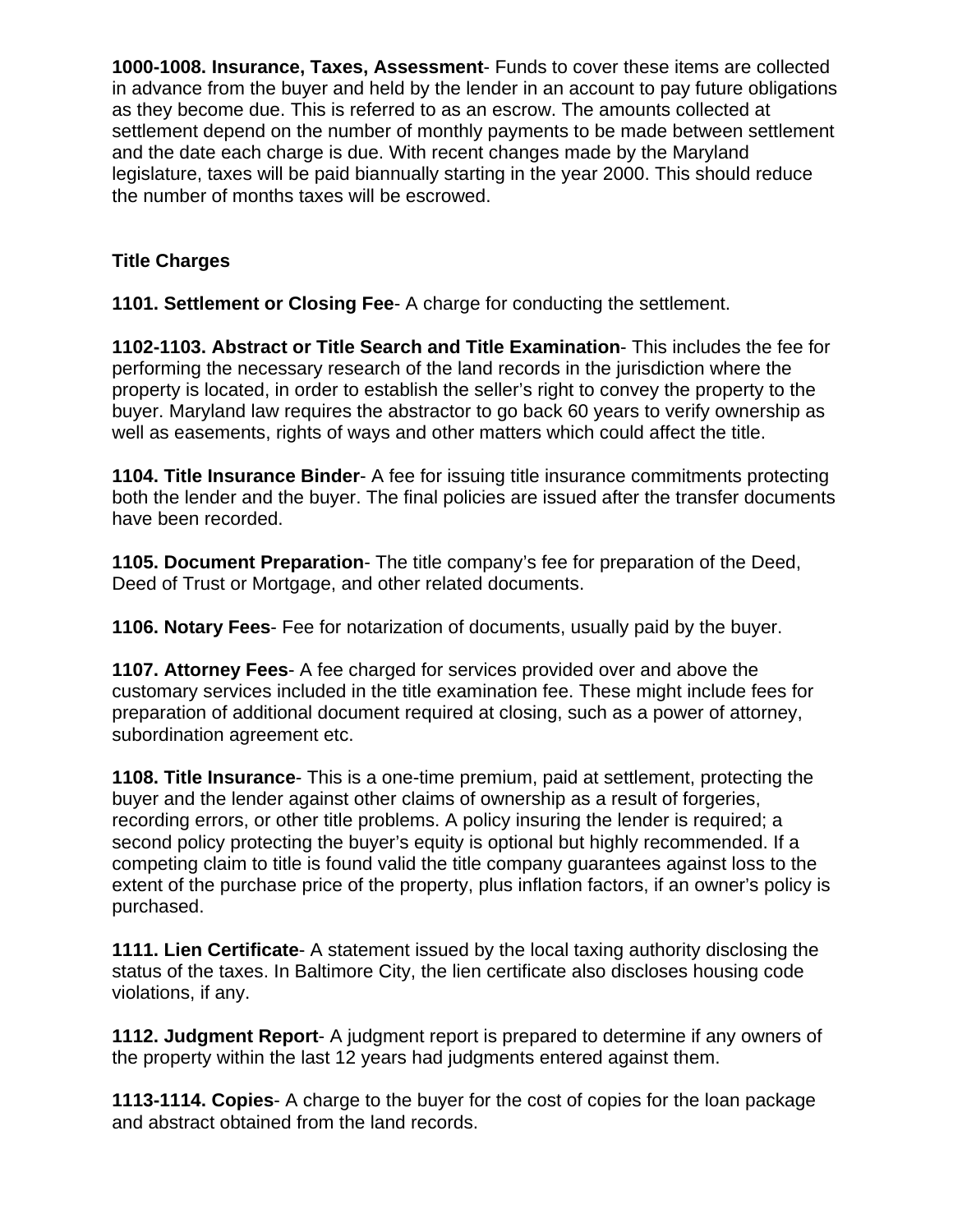**1000-1008. Insurance, Taxes, Assessment**- Funds to cover these items are collected in advance from the buyer and held by the lender in an account to pay future obligations as they become due. This is referred to as an escrow. The amounts collected at settlement depend on the number of monthly payments to be made between settlement and the date each charge is due. With recent changes made by the Maryland legislature, taxes will be paid biannually starting in the year 2000. This should reduce the number of months taxes will be escrowed.

**Title Charges**

**1101. Settlement or Closing Fee**- A charge for conducting the settlement.

**1102-1103. Abstract or Title Search and Title Examination**- This includes the fee for performing the necessary research of the land records in the jurisdiction where the property is located, in order to establish the seller's right to convey the property to the buyer. Maryland law requires the abstractor to go back 60 years to verify ownership as well as easements, rights of ways and other matters which could affect the title.

**1104. Title Insurance Binder**- A fee for issuing title insurance commitments protecting both the lender and the buyer. The final policies are issued after the transfer documents have been recorded.

**1105. Document Preparation**- The title company's fee for preparation of the Deed, Deed of Trust or Mortgage, and other related documents.

**1106. Notary Fees**- Fee for notarization of documents, usually paid by the buyer.

**1107. Attorney Fees**- A fee charged for services provided over and above the customary services included in the title examination fee. These might include fees for preparation of additional document required at closing, such as a power of attorney, subordination agreement etc.

**1108. Title Insurance**- This is a one-time premium, paid at settlement, protecting the buyer and the lender against other claims of ownership as a result of forgeries, recording errors, or other title problems. A policy insuring the lender is required; a second policy protecting the buyer's equity is optional but highly recommended. If a competing claim to title is found valid the title company guarantees against loss to the extent of the purchase price of the property, plus inflation factors, if an owner's policy is purchased.

**1111. Lien Certificate**- A statement issued by the local taxing authority disclosing the status of the taxes. In Baltimore City, the lien certificate also discloses housing code violations, if any.

**1112. Judgment Report**- A judgment report is prepared to determine if any owners of the property within the last 12 years had judgments entered against them.

**1113-1114. Copies**- A charge to the buyer for the cost of copies for the loan package and abstract obtained from the land records.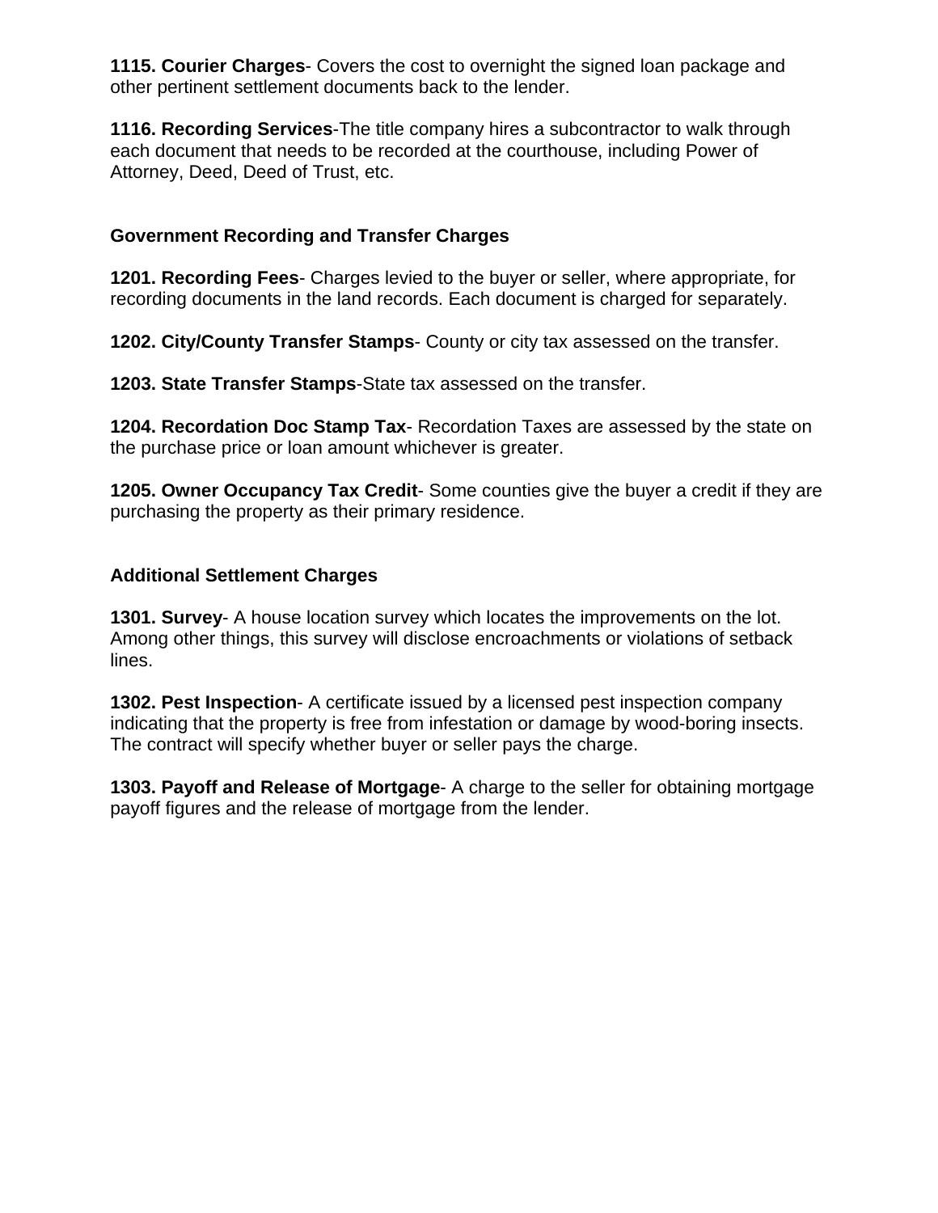**1115. Courier Charges**- Covers the cost to overnight the signed loan package and other pertinent settlement documents back to the lender.

**1116. Recording Services**-The title company hires a subcontractor to walk through each document that needs to be recorded at the courthouse, including Power of Attorney, Deed, Deed of Trust, etc.

### Government Recording and Transfer Charges

**1201. Recording Fees**- Charges levied to the buyer or seller, where appropriate, for recording documents in the land records. Each document is charged for separately.

**1202. City/County Transfer Stamps**- County or city tax assessed on the transfer.

**1203. State Transfer Stamps**-State tax assessed on the transfer.

**1204. Recordation Doc Stamp Tax**- Recordation Taxes are assessed by the state on the purchase price or loan amount whichever is greater.

**1205. Owner Occupancy Tax Credit**- Some counties give the buyer a credit if they are purchasing the property as their primary residence.

### Additional Settlement Charges

**1301. Survey**- A house location survey which locates the improvements on the lot. Among other things, this survey will disclose encroachments or violations of setback lines.

**1302. Pest Inspection**- A certificate issued by a licensed pest inspection company indicating that the property is free from infestation or damage by wood-boring insects. The contract will specify whether buyer or seller pays the charge.

**1303. Payoff and Release of Mortgage**- A charge to the seller for obtaining mortgage payoff figures and the release of mortgage from the lender.